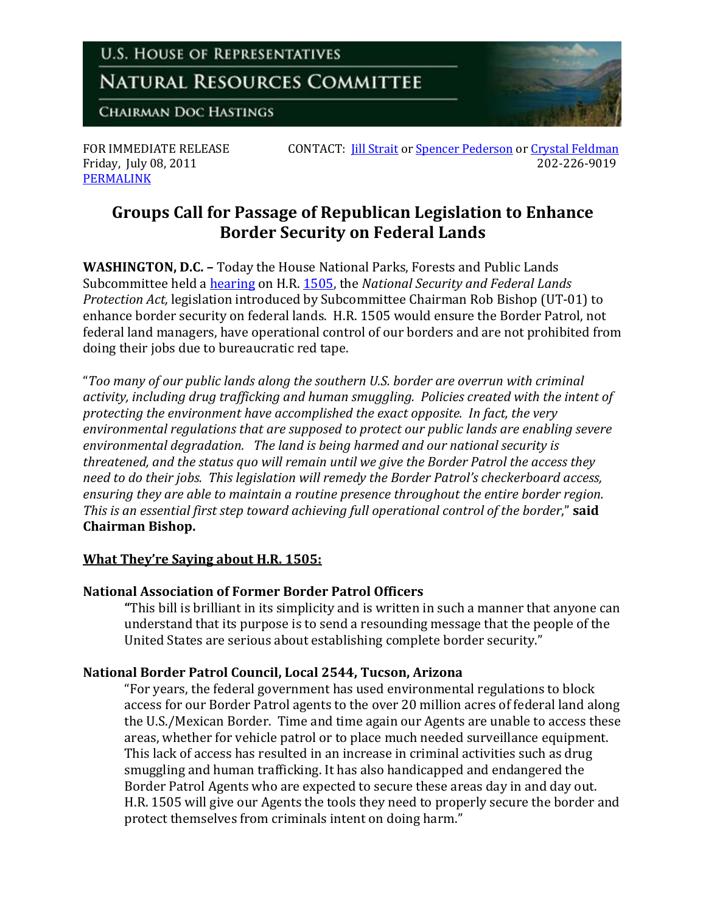U.S. HOUSE OF REPRESENTATIVES

NATURAL RESOURCES COMMITTEE

CHAIRMAN DOC HASTINGS

FOR IMMEDIATE RELEASE
Friday, July 08, 2011
[PERMALINK]

CONTACT: [Jill Strait] or [Spencer Pederson] or [Crystal Feldman]
202-226-9019

# Groups Call for Passage of Republican Legislation to Enhance Border Security on Federal Lands

**WASHINGTON, D.C. –** Today the House National Parks, Forests and Public Lands Subcommittee held a [hearing] on H.R. [1505], the *National Security and Federal Lands Protection Act,* legislation introduced by Subcommittee Chairman Rob Bishop (UT-01) to enhance border security on federal lands. H.R. 1505 would ensure the Border Patrol, not federal land managers, have operational control of our borders and are not prohibited from doing their jobs due to bureaucratic red tape.

"*Too many of our public lands along the southern U.S. border are overrun with criminal activity, including drug trafficking and human smuggling. Policies created with the intent of protecting the environment have accomplished the exact opposite. In fact, the very environmental regulations that are supposed to protect our public lands are enabling severe environmental degradation. The land is being harmed and our national security is threatened, and the status quo will remain until we give the Border Patrol the access they need to do their jobs. This legislation will remedy the Border Patrol's checkerboard access, ensuring they are able to maintain a routine presence throughout the entire border region. This is an essential first step toward achieving full operational control of the border,*" **said Chairman Bishop.**

## What They're Saying about H.R. 1505:

**National Association of Former Border Patrol Officers**

> **"**This bill is brilliant in its simplicity and is written in such a manner that anyone can understand that its purpose is to send a resounding message that the people of the United States are serious about establishing complete border security."

**National Border Patrol Council, Local 2544, Tucson, Arizona**

> "For years, the federal government has used environmental regulations to block access for our Border Patrol agents to the over 20 million acres of federal land along the U.S./Mexican Border. Time and time again our Agents are unable to access these areas, whether for vehicle patrol or to place much needed surveillance equipment. This lack of access has resulted in an increase in criminal activities such as drug smuggling and human trafficking. It has also handicapped and endangered the Border Patrol Agents who are expected to secure these areas day in and day out. H.R. 1505 will give our Agents the tools they need to properly secure the border and protect themselves from criminals intent on doing harm."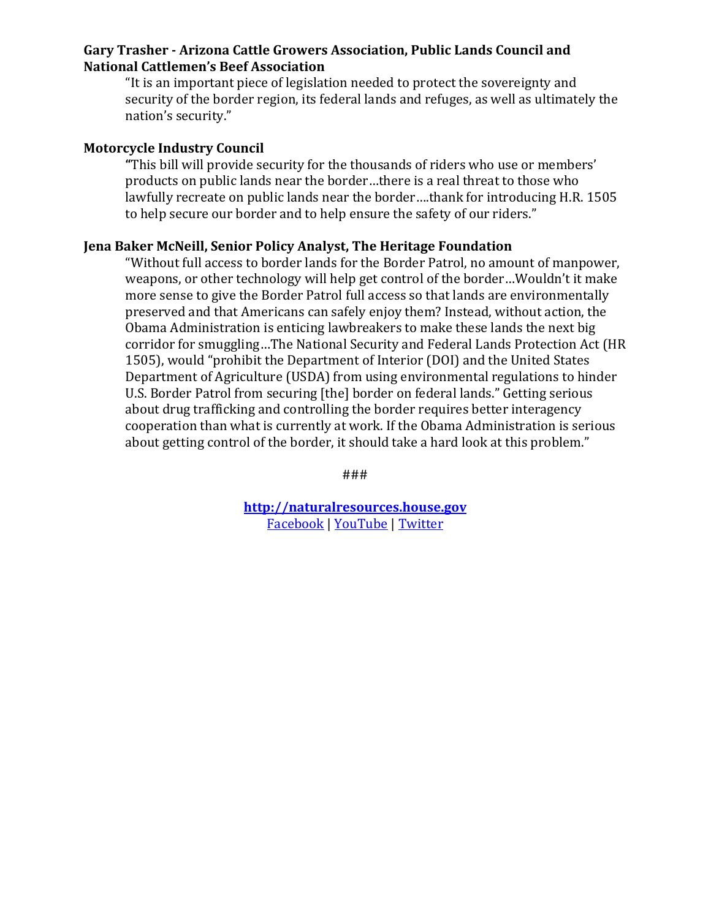**Gary Trasher - Arizona Cattle Growers Association, Public Lands Council and National Cattlemen's Beef Association**

> "It is an important piece of legislation needed to protect the sovereignty and security of the border region, its federal lands and refuges, as well as ultimately the nation's security."

**Motorcycle Industry Council**

> **"**This bill will provide security for the thousands of riders who use or members' products on public lands near the border…there is a real threat to those who lawfully recreate on public lands near the border….thank for introducing H.R. 1505 to help secure our border and to help ensure the safety of our riders."

**Jena Baker McNeill, Senior Policy Analyst, The Heritage Foundation**

> "Without full access to border lands for the Border Patrol, no amount of manpower, weapons, or other technology will help get control of the border…Wouldn't it make more sense to give the Border Patrol full access so that lands are environmentally preserved and that Americans can safely enjoy them? Instead, without action, the Obama Administration is enticing lawbreakers to make these lands the next big corridor for smuggling…The National Security and Federal Lands Protection Act (HR 1505), would "prohibit the Department of Interior (DOI) and the United States Department of Agriculture (USDA) from using environmental regulations to hinder U.S. Border Patrol from securing [the] border on federal lands." Getting serious about drug trafficking and controlling the border requires better interagency cooperation than what is currently at work. If the Obama Administration is serious about getting control of the border, it should take a hard look at this problem."

###

**http://naturalresources.house.gov**
Facebook | YouTube | Twitter